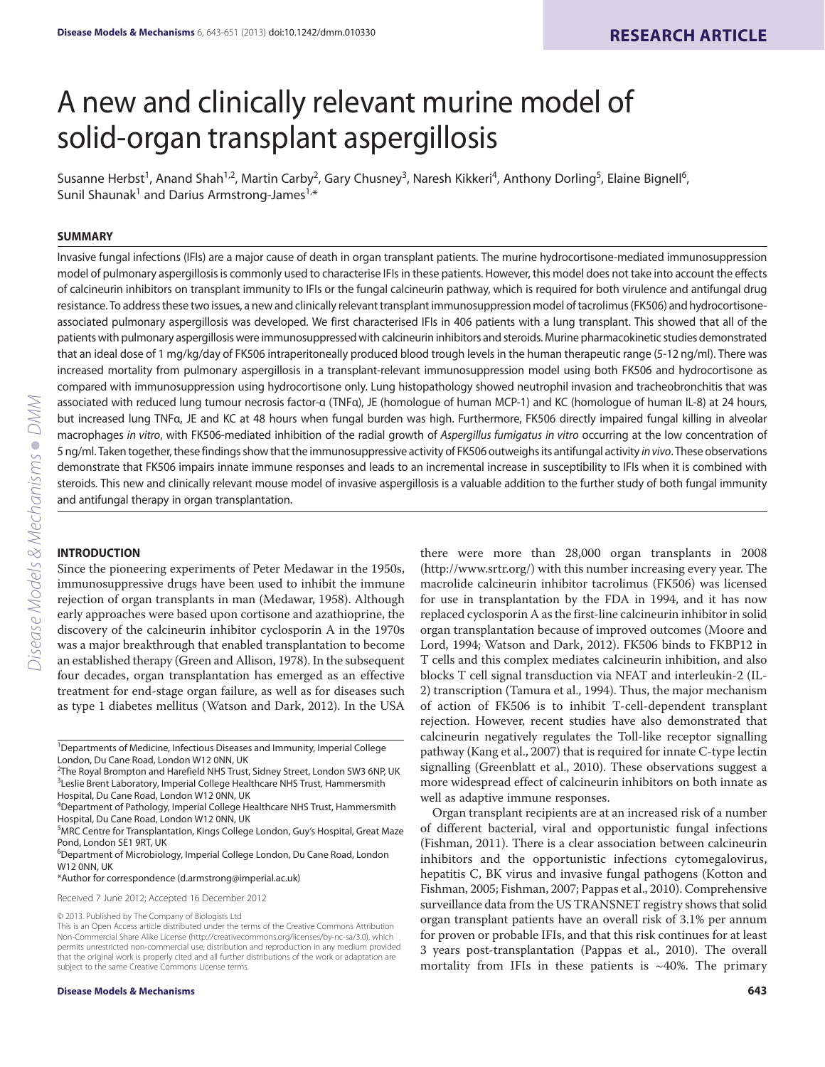RESEARCH ARTICLE

# A new and clinically relevant murine model of solid-organ transplant aspergillosis

Susanne Herbst[1], Anand Shah[1,2], Martin Carby[2], Gary Chusney[3], Naresh Kikkeri[4], Anthony Dorling[5], Elaine Bignell[6], Sunil Shaunak[1] and Darius Armstrong-James[1,*]

## SUMMARY

Invasive fungal infections (IFIs) are a major cause of death in organ transplant patients. The murine hydrocortisone-mediated immunosuppression model of pulmonary aspergillosis is commonly used to characterise IFIs in these patients. However, this model does not take into account the effects of calcineurin inhibitors on transplant immunity to IFIs or the fungal calcineurin pathway, which is required for both virulence and antifungal drug resistance. To address these two issues, a new and clinically relevant transplant immunosuppression model of tacrolimus (FK506) and hydrocortisone-associated pulmonary aspergillosis was developed. We first characterised IFIs in 406 patients with a lung transplant. This showed that all of the patients with pulmonary aspergillosis were immunosuppressed with calcineurin inhibitors and steroids. Murine pharmacokinetic studies demonstrated that an ideal dose of 1 mg/kg/day of FK506 intraperitoneally produced blood trough levels in the human therapeutic range (5-12 ng/ml). There was increased mortality from pulmonary aspergillosis in a transplant-relevant immunosuppression model using both FK506 and hydrocortisone as compared with immunosuppression using hydrocortisone only. Lung histopathology showed neutrophil invasion and tracheobronchitis that was associated with reduced lung tumour necrosis factor-α (TNFα), JE (homologue of human MCP-1) and KC (homologue of human IL-8) at 24 hours, but increased lung TNFα, JE and KC at 48 hours when fungal burden was high. Furthermore, FK506 directly impaired fungal killing in alveolar macrophages *in vitro*, with FK506-mediated inhibition of the radial growth of *Aspergillus fumigatus in vitro* occurring at the low concentration of 5 ng/ml. Taken together, these findings show that the immunosuppressive activity of FK506 outweighs its antifungal activity *in vivo*. These observations demonstrate that FK506 impairs innate immune responses and leads to an incremental increase in susceptibility to IFIs when it is combined with steroids. This new and clinically relevant mouse model of invasive aspergillosis is a valuable addition to the further study of both fungal immunity and antifungal therapy in organ transplantation.

## INTRODUCTION

Since the pioneering experiments of Peter Medawar in the 1950s, immunosuppressive drugs have been used to inhibit the immune rejection of organ transplants in man (Medawar, 1958). Although early approaches were based upon cortisone and azathioprine, the discovery of the calcineurin inhibitor cyclosporin A in the 1970s was a major breakthrough that enabled transplantation to become an established therapy (Green and Allison, 1978). In the subsequent four decades, organ transplantation has emerged as an effective treatment for end-stage organ failure, as well as for diseases such as type 1 diabetes mellitus (Watson and Dark, 2012). In the USA there were more than 28,000 organ transplants in 2008 (http://www.srtr.org/) with this number increasing every year. The macrolide calcineurin inhibitor tacrolimus (FK506) was licensed for use in transplantation by the FDA in 1994, and it has now replaced cyclosporin A as the first-line calcineurin inhibitor in solid organ transplantation because of improved outcomes (Moore and Lord, 1994; Watson and Dark, 2012). FK506 binds to FKBP12 in T cells and this complex mediates calcineurin inhibition, and also blocks T cell signal transduction via NFAT and interleukin-2 (IL-2) transcription (Tamura et al., 1994). Thus, the major mechanism of action of FK506 is to inhibit T-cell-dependent transplant rejection. However, recent studies have also demonstrated that calcineurin negatively regulates the Toll-like receptor signalling pathway (Kang et al., 2007) that is required for innate C-type lectin signalling (Greenblatt et al., 2010). These observations suggest a more widespread effect of calcineurin inhibitors on both innate as well as adaptive immune responses.

Organ transplant recipients are at an increased risk of a number of different bacterial, viral and opportunistic fungal infections (Fishman, 2011). There is a clear association between calcineurin inhibitors and the opportunistic infections cytomegalovirus, hepatitis C, BK virus and invasive fungal pathogens (Kotton and Fishman, 2005; Fishman, 2007; Pappas et al., 2010). Comprehensive surveillance data from the US TRANSNET registry shows that solid organ transplant patients have an overall risk of 3.1% per annum for proven or probable IFIs, and that this risk continues for at least 3 years post-transplantation (Pappas et al., 2010). The overall mortality from IFIs in these patients is ~40%. The primary

---

[1]Departments of Medicine, Infectious Diseases and Immunity, Imperial College London, Du Cane Road, London W12 0NN, UK
[2]The Royal Brompton and Harefield NHS Trust, Sidney Street, London SW3 6NP, UK
[3]Leslie Brent Laboratory, Imperial College Healthcare NHS Trust, Hammersmith Hospital, Du Cane Road, London W12 0NN, UK
[4]Department of Pathology, Imperial College Healthcare NHS Trust, Hammersmith Hospital, Du Cane Road, London W12 0NN, UK
[5]MRC Centre for Transplantation, Kings College London, Guy's Hospital, Great Maze Pond, London SE1 9RT, UK
[6]Department of Microbiology, Imperial College London, Du Cane Road, London W12 0NN, UK
*Author for correspondence (d.armstrong@imperial.ac.uk)

Received 7 June 2012; Accepted 16 December 2012

© 2013. Published by The Company of Biologists Ltd
This is an Open Access article distributed under the terms of the Creative Commons Attribution Non-Commercial Share Alike License (http://creativecommons.org/licenses/by-nc-sa/3.0), which permits unrestricted non-commercial use, distribution and reproduction in any medium provided that the original work is properly cited and all further distributions of the work or adaptation are subject to the same Creative Commons License terms.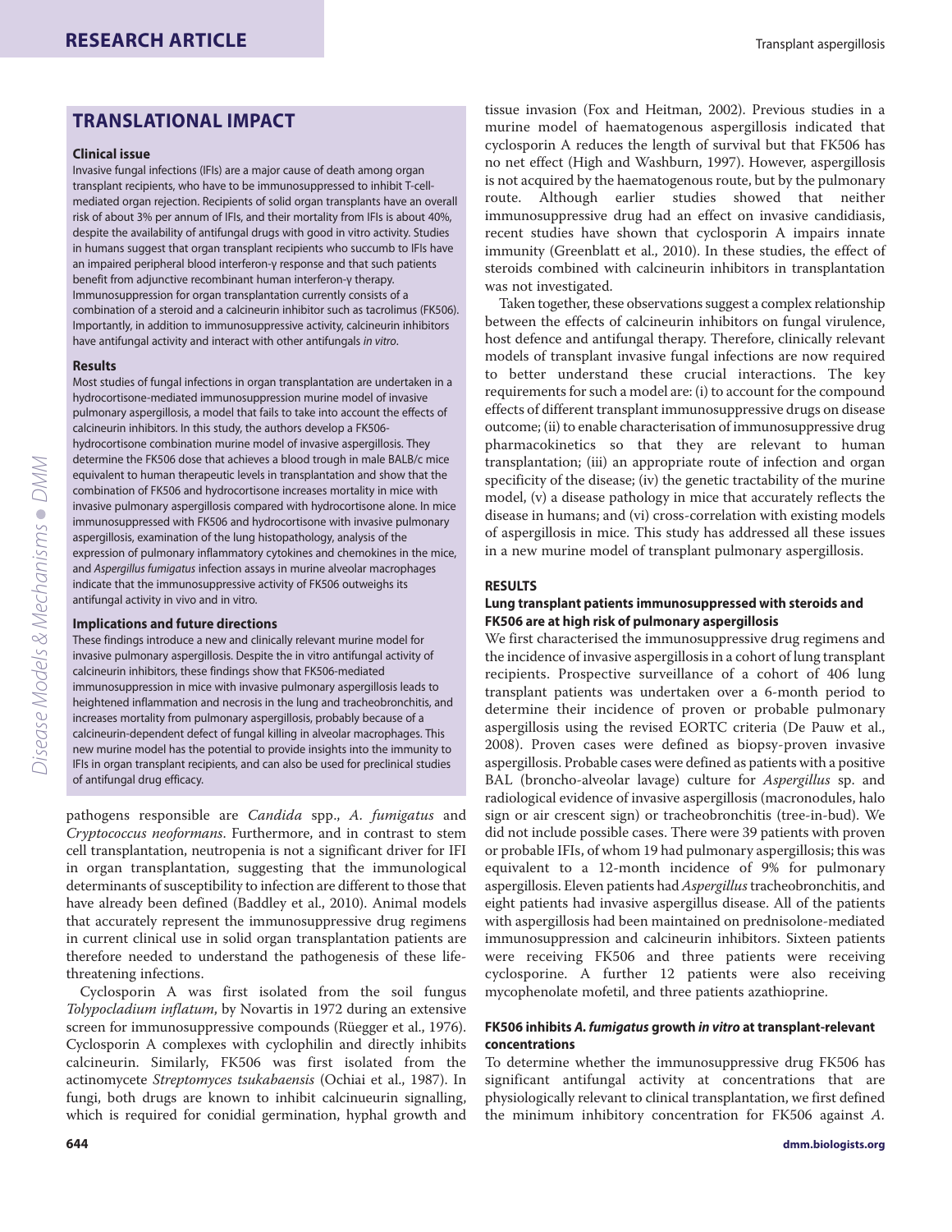## TRANSLATIONAL IMPACT

### Clinical issue

Invasive fungal infections (IFIs) are a major cause of death among organ transplant recipients, who have to be immunosuppressed to inhibit T-cell-mediated organ rejection. Recipients of solid organ transplants have an overall risk of about 3% per annum of IFIs, and their mortality from IFIs is about 40%, despite the availability of antifungal drugs with good in vitro activity. Studies in humans suggest that organ transplant recipients who succumb to IFIs have an impaired peripheral blood interferon-γ response and that such patients benefit from adjunctive recombinant human interferon-γ therapy. Immunosuppression for organ transplantation currently consists of a combination of a steroid and a calcineurin inhibitor such as tacrolimus (FK506). Importantly, in addition to immunosuppressive activity, calcineurin inhibitors have antifungal activity and interact with other antifungals *in vitro*.

### Results

Most studies of fungal infections in organ transplantation are undertaken in a hydrocortisone-mediated immunosuppression murine model of invasive pulmonary aspergillosis, a model that fails to take into account the effects of calcineurin inhibitors. In this study, the authors develop a FK506-hydrocortisone combination murine model of invasive aspergillosis. They determine the FK506 dose that achieves a blood trough in male BALB/c mice equivalent to human therapeutic levels in transplantation and show that the combination of FK506 and hydrocortisone increases mortality in mice with invasive pulmonary aspergillosis compared with hydrocortisone alone. In mice immunosuppressed with FK506 and hydrocortisone with invasive pulmonary aspergillosis, examination of the lung histopathology, analysis of the expression of pulmonary inflammatory cytokines and chemokines in the mice, and *Aspergillus fumigatus* infection assays in murine alveolar macrophages indicate that the immunosuppressive activity of FK506 outweighs its antifungal activity in vivo and in vitro.

### Implications and future directions

These findings introduce a new and clinically relevant murine model for invasive pulmonary aspergillosis. Despite the in vitro antifungal activity of calcineurin inhibitors, these findings show that FK506-mediated immunosuppression in mice with invasive pulmonary aspergillosis leads to heightened inflammation and necrosis in the lung and tracheobronchitis, and increases mortality from pulmonary aspergillosis, probably because of a calcineurin-dependent defect of fungal killing in alveolar macrophages. This new murine model has the potential to provide insights into the immunity to IFIs in organ transplant recipients, and can also be used for preclinical studies of antifungal drug efficacy.

pathogens responsible are *Candida* spp., *A. fumigatus* and *Cryptococcus neoformans*. Furthermore, and in contrast to stem cell transplantation, neutropenia is not a significant driver for IFI in organ transplantation, suggesting that the immunological determinants of susceptibility to infection are different to those that have already been defined (Baddley et al., 2010). Animal models that accurately represent the immunosuppressive drug regimens in current clinical use in solid organ transplantation patients are therefore needed to understand the pathogenesis of these life-threatening infections.

Cyclosporin A was first isolated from the soil fungus *Tolypocladium inflatum*, by Novartis in 1972 during an extensive screen for immunosuppressive compounds (Rüegger et al., 1976). Cyclosporin A complexes with cyclophilin and directly inhibits calcineurin. Similarly, FK506 was first isolated from the actinomycete *Streptomyces tsukabaensis* (Ochiai et al., 1987). In fungi, both drugs are known to inhibit calcinueurin signalling, which is required for conidial germination, hyphal growth and tissue invasion (Fox and Heitman, 2002). Previous studies in a murine model of haematogenous aspergillosis indicated that cyclosporin A reduces the length of survival but that FK506 has no net effect (High and Washburn, 1997). However, aspergillosis is not acquired by the haematogenous route, but by the pulmonary route. Although earlier studies showed that neither immunosuppressive drug had an effect on invasive candidiasis, recent studies have shown that cyclosporin A impairs innate immunity (Greenblatt et al., 2010). In these studies, the effect of steroids combined with calcineurin inhibitors in transplantation was not investigated.

Taken together, these observations suggest a complex relationship between the effects of calcineurin inhibitors on fungal virulence, host defence and antifungal therapy. Therefore, clinically relevant models of transplant invasive fungal infections are now required to better understand these crucial interactions. The key requirements for such a model are: (i) to account for the compound effects of different transplant immunosuppressive drugs on disease outcome; (ii) to enable characterisation of immunosuppressive drug pharmacokinetics so that they are relevant to human transplantation; (iii) an appropriate route of infection and organ specificity of the disease; (iv) the genetic tractability of the murine model, (v) a disease pathology in mice that accurately reflects the disease in humans; and (vi) cross-correlation with existing models of aspergillosis in mice. This study has addressed all these issues in a new murine model of transplant pulmonary aspergillosis.

## RESULTS

### Lung transplant patients immunosuppressed with steroids and FK506 are at high risk of pulmonary aspergillosis

We first characterised the immunosuppressive drug regimens and the incidence of invasive aspergillosis in a cohort of lung transplant recipients. Prospective surveillance of a cohort of 406 lung transplant patients was undertaken over a 6-month period to determine their incidence of proven or probable pulmonary aspergillosis using the revised EORTC criteria (De Pauw et al., 2008). Proven cases were defined as biopsy-proven invasive aspergillosis. Probable cases were defined as patients with a positive BAL (broncho-alveolar lavage) culture for *Aspergillus* sp. and radiological evidence of invasive aspergillosis (macronodules, halo sign or air crescent sign) or tracheobronchitis (tree-in-bud). We did not include possible cases. There were 39 patients with proven or probable IFIs, of whom 19 had pulmonary aspergillosis; this was equivalent to a 12-month incidence of 9% for pulmonary aspergillosis. Eleven patients had *Aspergillus* tracheobronchitis, and eight patients had invasive aspergillus disease. All of the patients with aspergillosis had been maintained on prednisolone-mediated immunosuppression and calcineurin inhibitors. Sixteen patients were receiving FK506 and three patients were receiving cyclosporine. A further 12 patients were also receiving mycophenolate mofetil, and three patients azathioprine.

### FK506 inhibits *A. fumigatus* growth *in vitro* at transplant-relevant concentrations

To determine whether the immunosuppressive drug FK506 has significant antifungal activity at concentrations that are physiologically relevant to clinical transplantation, we first defined the minimum inhibitory concentration for FK506 against *A.*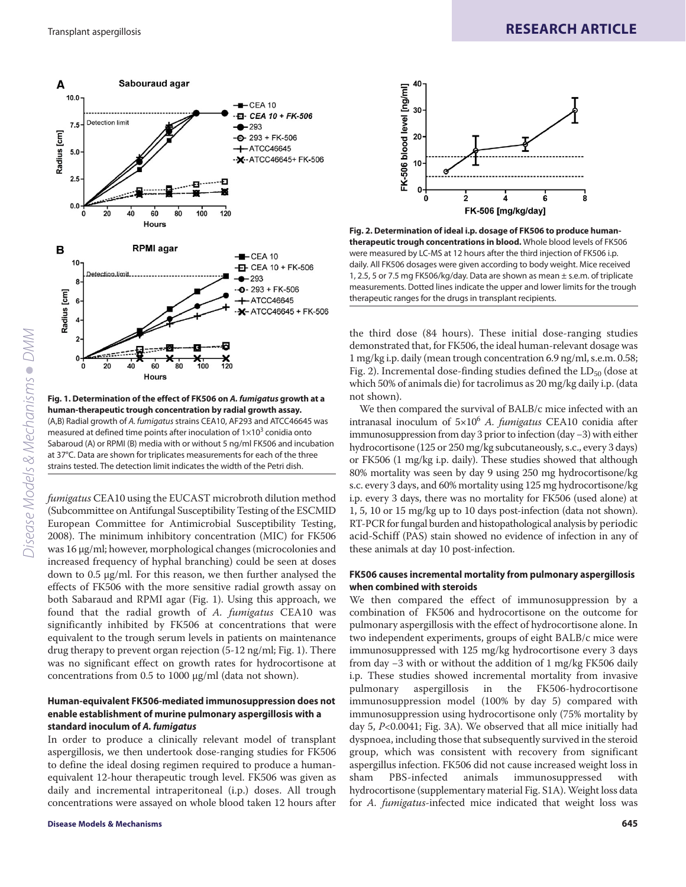**Fig. 1. Determination of the effect of FK506 on *A. fumigatus* growth at a human-therapeutic trough concentration by radial growth assay.** (A,B) Radial growth of *A. fumigatus* strains CEA10, AF293 and ATCC46645 was measured at defined time points after inoculation of $1\times10^3$ conidia onto Sabaroud (A) or RPMI (B) media with or without 5 ng/ml FK506 and incubation at 37°C. Data are shown for triplicates measurements for each of the three strains tested. The detection limit indicates the width of the Petri dish.

*fumigatus* CEA10 using the EUCAST microbroth dilution method (Subcommittee on Antifungal Susceptibility Testing of the ESCMID European Committee for Antimicrobial Susceptibility Testing, 2008). The minimum inhibitory concentration (MIC) for FK506 was 16 μg/ml; however, morphological changes (microcolonies and increased frequency of hyphal branching) could be seen at doses down to 0.5 μg/ml. For this reason, we then further analysed the effects of FK506 with the more sensitive radial growth assay on both Sabaraud and RPMI agar (Fig. 1). Using this approach, we found that the radial growth of *A. fumigatus* CEA10 was significantly inhibited by FK506 at concentrations that were equivalent to the trough serum levels in patients on maintenance drug therapy to prevent organ rejection (5-12 ng/ml; Fig. 1). There was no significant effect on growth rates for hydrocortisone at concentrations from 0.5 to 1000 μg/ml (data not shown).

### Human-equivalent FK506-mediated immunosuppression does not enable establishment of murine pulmonary aspergillosis with a standard inoculum of *A. fumigatus*

In order to produce a clinically relevant model of transplant aspergillosis, we then undertook dose-ranging studies for FK506 to define the ideal dosing regimen required to produce a human-equivalent 12-hour therapeutic trough level. FK506 was given as daily and incremental intraperitoneal (i.p.) doses. All trough concentrations were assayed on whole blood taken 12 hours after the third dose (84 hours). These initial dose-ranging studies demonstrated that, for FK506, the ideal human-relevant dosage was 1 mg/kg i.p. daily (mean trough concentration 6.9 ng/ml, s.e.m. 0.58; Fig. 2). Incremental dose-finding studies defined the $LD_{50}$ (dose at which 50% of animals die) for tacrolimus as 20 mg/kg daily i.p. (data not shown).

**Fig. 2. Determination of ideal i.p. dosage of FK506 to produce human-therapeutic trough concentrations in blood.** Whole blood levels of FK506 were measured by LC-MS at 12 hours after the third injection of FK506 i.p. daily. All FK506 dosages were given according to body weight. Mice received 1, 2.5, 5 or 7.5 mg FK506/kg/day. Data are shown as mean ± s.e.m. of triplicate measurements. Dotted lines indicate the upper and lower limits for the trough therapeutic ranges for the drugs in transplant recipients.

We then compared the survival of BALB/c mice infected with an intranasal inoculum of $5\times10^6$ *A. fumigatus* CEA10 conidia after immunosuppression from day 3 prior to infection (day −3) with either hydrocortisone (125 or 250 mg/kg subcutaneously, s.c., every 3 days) or FK506 (1 mg/kg i.p. daily). These studies showed that although 80% mortality was seen by day 9 using 250 mg hydrocortisone/kg s.c. every 3 days, and 60% mortality using 125 mg hydrocortisone/kg i.p. every 3 days, there was no mortality for FK506 (used alone) at 1, 5, 10 or 15 mg/kg up to 10 days post-infection (data not shown). RT-PCR for fungal burden and histopathological analysis by periodic acid-Schiff (PAS) stain showed no evidence of infection in any of these animals at day 10 post-infection.

### FK506 causes incremental mortality from pulmonary aspergillosis when combined with steroids

We then compared the effect of immunosuppression by a combination of FK506 and hydrocortisone on the outcome for pulmonary aspergillosis with the effect of hydrocortisone alone. In two independent experiments, groups of eight BALB/c mice were immunosuppressed with 125 mg/kg hydrocortisone every 3 days from day −3 with or without the addition of 1 mg/kg FK506 daily i.p. These studies showed incremental mortality from invasive pulmonary aspergillosis in the FK506-hydrocortisone immunosuppression model (100% by day 5) compared with immunosuppression using hydrocortisone only (75% mortality by day 5, $P<0.0041$; Fig. 3A). We observed that all mice initially had dyspnoea, including those that subsequently survived in the steroid group, which was consistent with recovery from significant aspergillus infection. FK506 did not cause increased weight loss in sham PBS-infected animals immunosuppressed with hydrocortisone (supplementary material Fig. S1A). Weight loss data for *A. fumigatus*-infected mice indicated that weight loss was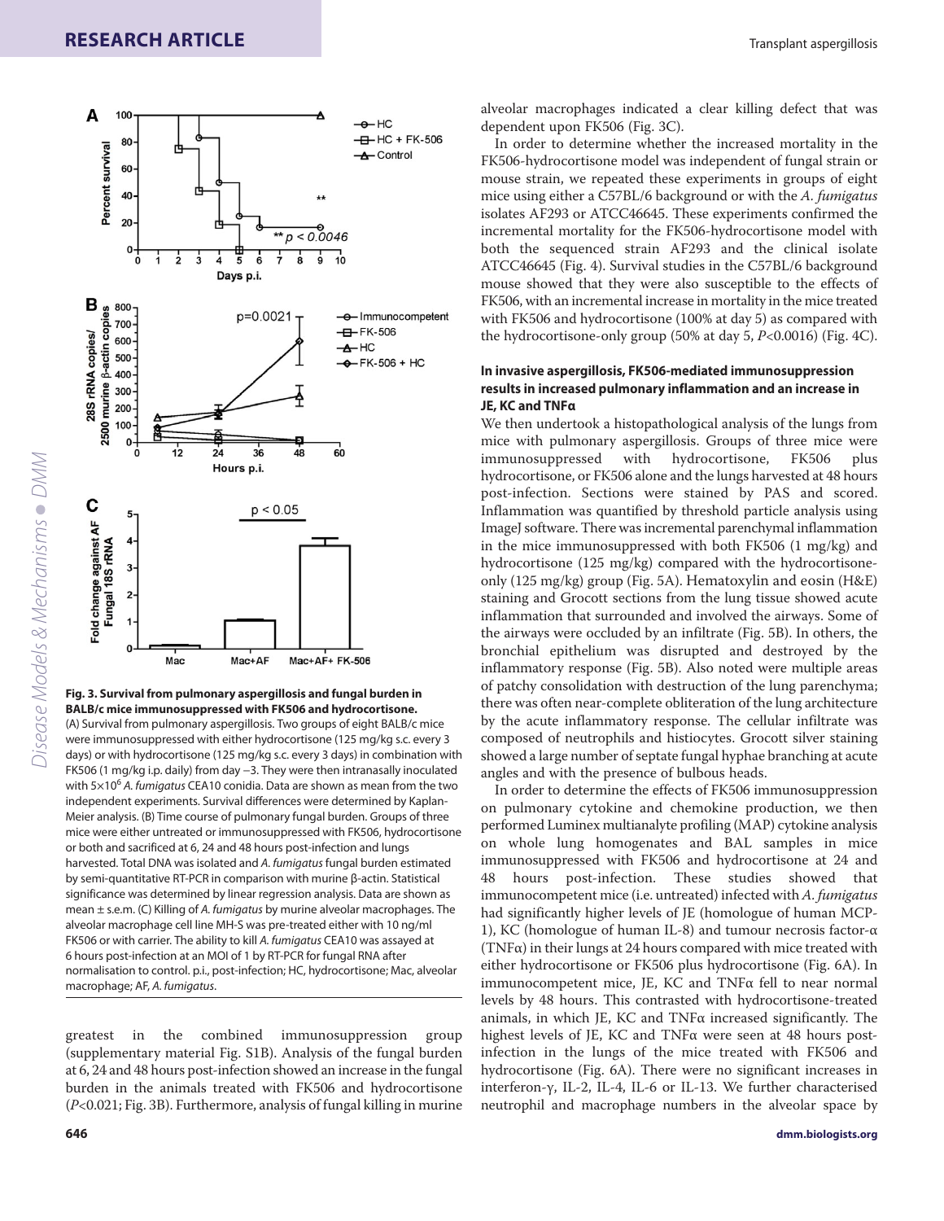**Fig. 3. Survival from pulmonary aspergillosis and fungal burden in BALB/c mice immunosuppressed with FK506 and hydrocortisone.** (A) Survival from pulmonary aspergillosis. Two groups of eight BALB/c mice were immunosuppressed with either hydrocortisone (125 mg/kg s.c. every 3 days) or with hydrocortisone (125 mg/kg s.c. every 3 days) in combination with FK506 (1 mg/kg i.p. daily) from day −3. They were then intranasally inoculated with $5\times10^6$ *A. fumigatus* CEA10 conidia. Data are shown as mean from the two independent experiments. Survival differences were determined by Kaplan-Meier analysis. (B) Time course of pulmonary fungal burden. Groups of three mice were either untreated or immunosuppressed with FK506, hydrocortisone or both and sacrificed at 6, 24 and 48 hours post-infection and lungs harvested. Total DNA was isolated and *A. fumigatus* fungal burden estimated by semi-quantitative RT-PCR in comparison with murine β-actin. Statistical significance was determined by linear regression analysis. Data are shown as mean ± s.e.m. (C) Killing of *A. fumigatus* by murine alveolar macrophages. The alveolar macrophage cell line MH-S was pre-treated either with 10 ng/ml FK506 or with carrier. The ability to kill *A. fumigatus* CEA10 was assayed at 6 hours post-infection at an MOI of 1 by RT-PCR for fungal RNA after normalisation to control. p.i., post-infection; HC, hydrocortisone; Mac, alveolar macrophage; AF, *A. fumigatus*.

greatest in the combined immunosuppression group (supplementary material Fig. S1B). Analysis of the fungal burden at 6, 24 and 48 hours post-infection showed an increase in the fungal burden in the animals treated with FK506 and hydrocortisone ($P<0.021$; Fig. 3B). Furthermore, analysis of fungal killing in murine alveolar macrophages indicated a clear killing defect that was dependent upon FK506 (Fig. 3C).

In order to determine whether the increased mortality in the FK506-hydrocortisone model was independent of fungal strain or mouse strain, we repeated these experiments in groups of eight mice using either a C57BL/6 background or with the *A. fumigatus* isolates AF293 or ATCC46645. These experiments confirmed the incremental mortality for the FK506-hydrocortisone model with both the sequenced strain AF293 and the clinical isolate ATCC46645 (Fig. 4). Survival studies in the C57BL/6 background mouse showed that they were also susceptible to the effects of FK506, with an incremental increase in mortality in the mice treated with FK506 and hydrocortisone (100% at day 5) as compared with the hydrocortisone-only group (50% at day 5, $P<0.0016$) (Fig. 4C).

### In invasive aspergillosis, FK506-mediated immunosuppression results in increased pulmonary inflammation and an increase in JE, KC and TNFα

We then undertook a histopathological analysis of the lungs from mice with pulmonary aspergillosis. Groups of three mice were immunosuppressed with hydrocortisone, FK506 plus hydrocortisone, or FK506 alone and the lungs harvested at 48 hours post-infection. Sections were stained by PAS and scored. Inflammation was quantified by threshold particle analysis using ImageJ software. There was incremental parenchymal inflammation in the mice immunosuppressed with both FK506 (1 mg/kg) and hydrocortisone (125 mg/kg) compared with the hydrocortisone-only (125 mg/kg) group (Fig. 5A). Hematoxylin and eosin (H&E) staining and Grocott sections from the lung tissue showed acute inflammation that surrounded and involved the airways. Some of the airways were occluded by an infiltrate (Fig. 5B). In others, the bronchial epithelium was disrupted and destroyed by the inflammatory response (Fig. 5B). Also noted were multiple areas of patchy consolidation with destruction of the lung parenchyma; there was often near-complete obliteration of the lung architecture by the acute inflammatory response. The cellular infiltrate was composed of neutrophils and histiocytes. Grocott silver staining showed a large number of septate fungal hyphae branching at acute angles and with the presence of bulbous heads.

In order to determine the effects of FK506 immunosuppression on pulmonary cytokine and chemokine production, we then performed Luminex multianalyte profiling (MAP) cytokine analysis on whole lung homogenates and BAL samples in mice immunosuppressed with FK506 and hydrocortisone at 24 and 48 hours post-infection. These studies showed that immunocompetent mice (i.e. untreated) infected with *A. fumigatus* had significantly higher levels of JE (homologue of human MCP-1), KC (homologue of human IL-8) and tumour necrosis factor-α (TNFα) in their lungs at 24 hours compared with mice treated with either hydrocortisone or FK506 plus hydrocortisone (Fig. 6A). In immunocompetent mice, JE, KC and TNFα fell to near normal levels by 48 hours. This contrasted with hydrocortisone-treated animals, in which JE, KC and TNFα increased significantly. The highest levels of JE, KC and TNFα were seen at 48 hours post-infection in the lungs of the mice treated with FK506 and hydrocortisone (Fig. 6A). There were no significant increases in interferon-γ, IL-2, IL-4, IL-6 or IL-13. We further characterised neutrophil and macrophage numbers in the alveolar space by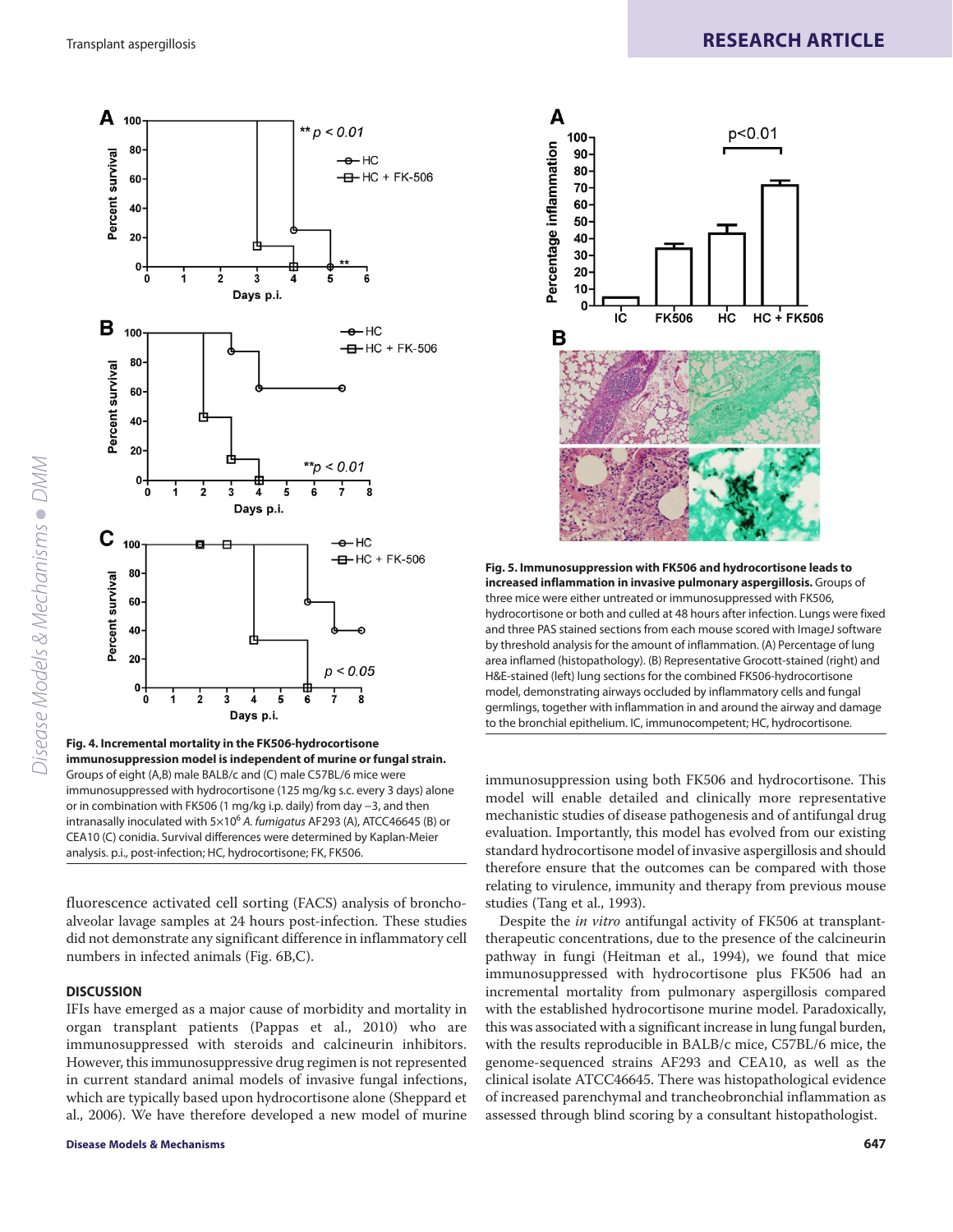Fig. 4. Incremental mortality in the FK506-hydrocortisone immunosuppression model is independent of murine or fungal strain. Groups of eight (A,B) male BALB/c and (C) male C57BL/6 mice were immunosuppressed with hydrocortisone (125 mg/kg s.c. every 3 days) alone or in combination with FK506 (1 mg/kg i.p. daily) from day –3, and then intranasally inoculated with $5\times10^6$ *A. fumigatus* AF293 (A), ATCC46645 (B) or CEA10 (C) conidia. Survival differences were determined by Kaplan-Meier analysis. p.i., post-infection; HC, hydrocortisone; FK, FK506.

Fig. 5. Immunosuppression with FK506 and hydrocortisone leads to increased inflammation in invasive pulmonary aspergillosis. Groups of three mice were either untreated or immunosuppressed with FK506, hydrocortisone or both and culled at 48 hours after infection. Lungs were fixed and three PAS stained sections from each mouse scored with ImageJ software by threshold analysis for the amount of inflammation. (A) Percentage of lung area inflamed (histopathology). (B) Representative Grocott-stained (right) and H&E-stained (left) lung sections for the combined FK506-hydrocortisone model, demonstrating airways occluded by inflammatory cells and fungal germlings, together with inflammation in and around the airway and damage to the bronchial epithelium. IC, immunocompetent; HC, hydrocortisone.

fluorescence activated cell sorting (FACS) analysis of bronchoalveolar lavage samples at 24 hours post-infection. These studies did not demonstrate any significant difference in inflammatory cell numbers in infected animals (Fig. 6B,C).

## DISCUSSION

IFIs have emerged as a major cause of morbidity and mortality in organ transplant patients (Pappas et al., 2010) who are immunosuppressed with steroids and calcineurin inhibitors. However, this immunosuppressive drug regimen is not represented in current standard animal models of invasive fungal infections, which are typically based upon hydrocortisone alone (Sheppard et al., 2006). We have therefore developed a new model of murine immunosuppression using both FK506 and hydrocortisone. This model will enable detailed and clinically more representative mechanistic studies of disease pathogenesis and of antifungal drug evaluation. Importantly, this model has evolved from our existing standard hydrocortisone model of invasive aspergillosis and should therefore ensure that the outcomes can be compared with those relating to virulence, immunity and therapy from previous mouse studies (Tang et al., 1993).

Despite the *in vitro* antifungal activity of FK506 at transplant-therapeutic concentrations, due to the presence of the calcineurin pathway in fungi (Heitman et al., 1994), we found that mice immunosuppressed with hydrocortisone plus FK506 had an incremental mortality from pulmonary aspergillosis compared with the established hydrocortisone murine model. Paradoxically, this was associated with a significant increase in lung fungal burden, with the results reproducible in BALB/c mice, C57BL/6 mice, the genome-sequenced strains AF293 and CEA10, as well as the clinical isolate ATCC46645. There was histopathological evidence of increased parenchymal and trancheobronchial inflammation as assessed through blind scoring by a consultant histopathologist.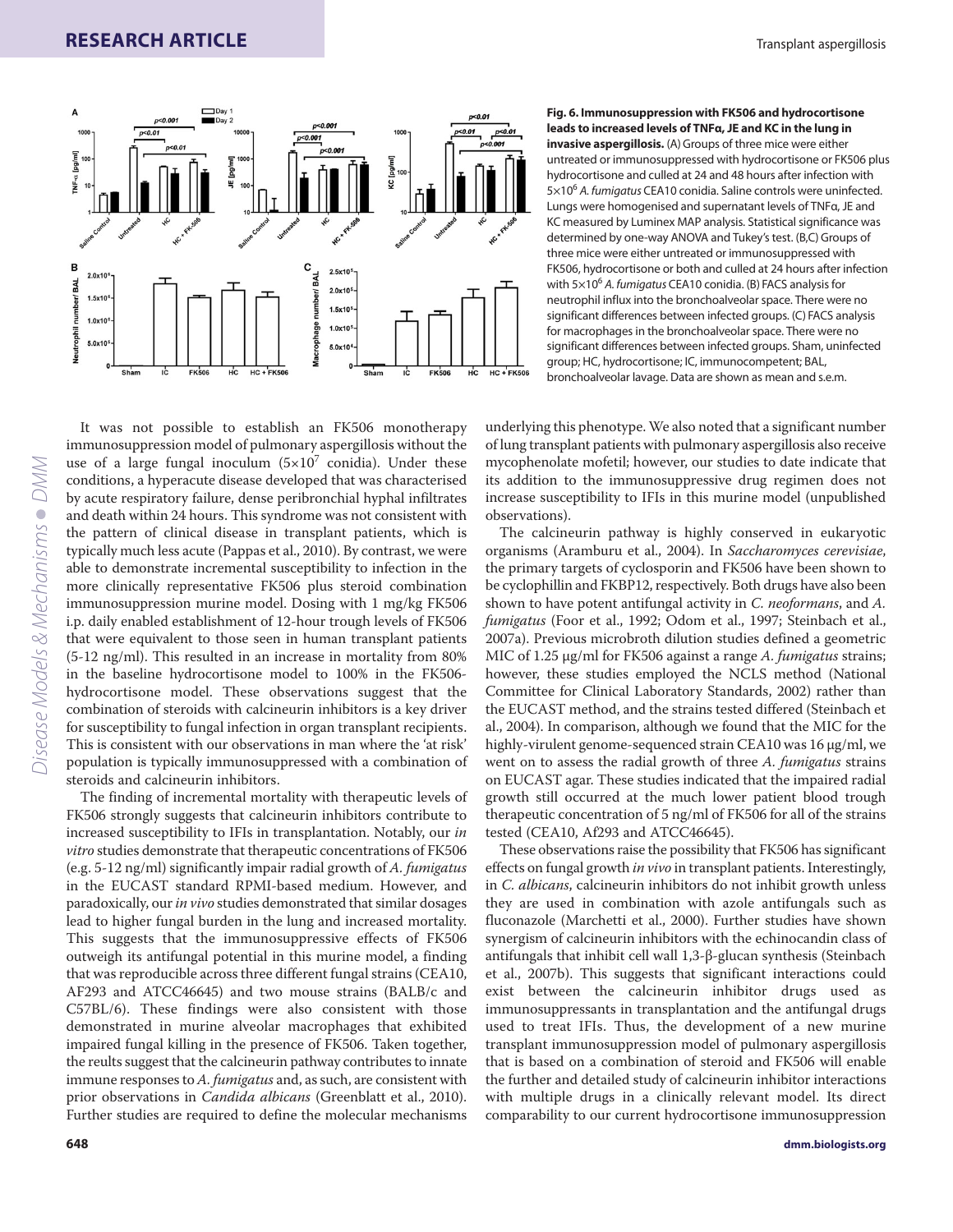**Fig. 6. Immunosuppression with FK506 and hydrocortisone leads to increased levels of TNFα, JE and KC in the lung in invasive aspergillosis.** (A) Groups of three mice were either untreated or immunosuppressed with hydrocortisone or FK506 plus hydrocortisone and culled at 24 and 48 hours after infection with $5\times10^6$ *A. fumigatus* CEA10 conidia. Saline controls were uninfected. Lungs were homogenised and supernatant levels of TNFα, JE and KC measured by Luminex MAP analysis. Statistical significance was determined by one-way ANOVA and Tukey's test. (B,C) Groups of three mice were either untreated or immunosuppressed with FK506, hydrocortisone or both and culled at 24 hours after infection with $5\times10^6$ *A. fumigatus* CEA10 conidia. (B) FACS analysis for neutrophil influx into the bronchoalveolar space. There were no significant differences between infected groups. (C) FACS analysis for macrophages in the bronchoalveolar space. There were no significant differences between infected groups. Sham, uninfected group; HC, hydrocortisone; IC, immunocompetent; BAL, bronchoalveolar lavage. Data are shown as mean and s.e.m.

It was not possible to establish an FK506 monotherapy immunosuppression model of pulmonary aspergillosis without the use of a large fungal inoculum ($5\times10^7$ conidia). Under these conditions, a hyperacute disease developed that was characterised by acute respiratory failure, dense peribronchial hyphal infiltrates and death within 24 hours. This syndrome was not consistent with the pattern of clinical disease in transplant patients, which is typically much less acute (Pappas et al., 2010). By contrast, we were able to demonstrate incremental susceptibility to infection in the more clinically representative FK506 plus steroid combination immunosuppression murine model. Dosing with 1 mg/kg FK506 i.p. daily enabled establishment of 12-hour trough levels of FK506 that were equivalent to those seen in human transplant patients (5-12 ng/ml). This resulted in an increase in mortality from 80% in the baseline hydrocortisone model to 100% in the FK506-hydrocortisone model. These observations suggest that the combination of steroids with calcineurin inhibitors is a key driver for susceptibility to fungal infection in organ transplant recipients. This is consistent with our observations in man where the 'at risk' population is typically immunosuppressed with a combination of steroids and calcineurin inhibitors.

The finding of incremental mortality with therapeutic levels of FK506 strongly suggests that calcineurin inhibitors contribute to increased susceptibility to IFIs in transplantation. Notably, our *in vitro* studies demonstrate that therapeutic concentrations of FK506 (e.g. 5-12 ng/ml) significantly impair radial growth of *A. fumigatus* in the EUCAST standard RPMI-based medium. However, and paradoxically, our *in vivo* studies demonstrated that similar dosages lead to higher fungal burden in the lung and increased mortality. This suggests that the immunosuppressive effects of FK506 outweigh its antifungal potential in this murine model, a finding that was reproducible across three different fungal strains (CEA10, AF293 and ATCC46645) and two mouse strains (BALB/c and C57BL/6). These findings were also consistent with those demonstrated in murine alveolar macrophages that exhibited impaired fungal killing in the presence of FK506. Taken together, the reults suggest that the calcineurin pathway contributes to innate immune responses to *A. fumigatus* and, as such, are consistent with prior observations in *Candida albicans* (Greenblatt et al., 2010). Further studies are required to define the molecular mechanisms underlying this phenotype. We also noted that a significant number of lung transplant patients with pulmonary aspergillosis also receive mycophenolate mofetil; however, our studies to date indicate that its addition to the immunosuppressive drug regimen does not increase susceptibility to IFIs in this murine model (unpublished observations).

The calcineurin pathway is highly conserved in eukaryotic organisms (Aramburu et al., 2004). In *Saccharomyces cerevisiae*, the primary targets of cyclosporin and FK506 have been shown to be cyclophillin and FKBP12, respectively. Both drugs have also been shown to have potent antifungal activity in *C. neoformans*, and *A. fumigatus* (Foor et al., 1992; Odom et al., 1997; Steinbach et al., 2007a). Previous microbroth dilution studies defined a geometric MIC of 1.25 μg/ml for FK506 against a range *A. fumigatus* strains; however, these studies employed the NCLS method (National Committee for Clinical Laboratory Standards, 2002) rather than the EUCAST method, and the strains tested differed (Steinbach et al., 2004). In comparison, although we found that the MIC for the highly-virulent genome-sequenced strain CEA10 was 16 μg/ml, we went on to assess the radial growth of three *A. fumigatus* strains on EUCAST agar. These studies indicated that the impaired radial growth still occurred at the much lower patient blood trough therapeutic concentration of 5 ng/ml of FK506 for all of the strains tested (CEA10, Af293 and ATCC46645).

These observations raise the possibility that FK506 has significant effects on fungal growth *in vivo* in transplant patients. Interestingly, in *C. albicans*, calcineurin inhibitors do not inhibit growth unless they are used in combination with azole antifungals such as fluconazole (Marchetti et al., 2000). Further studies have shown synergism of calcineurin inhibitors with the echinocandin class of antifungals that inhibit cell wall 1,3-β-glucan synthesis (Steinbach et al., 2007b). This suggests that significant interactions could exist between the calcineurin inhibitor drugs used as immunosuppressants in transplantation and the antifungal drugs used to treat IFIs. Thus, the development of a new murine transplant immunosuppression model of pulmonary aspergillosis that is based on a combination of steroid and FK506 will enable the further and detailed study of calcineurin inhibitor interactions with multiple drugs in a clinically relevant model. Its direct comparability to our current hydrocortisone immunosuppression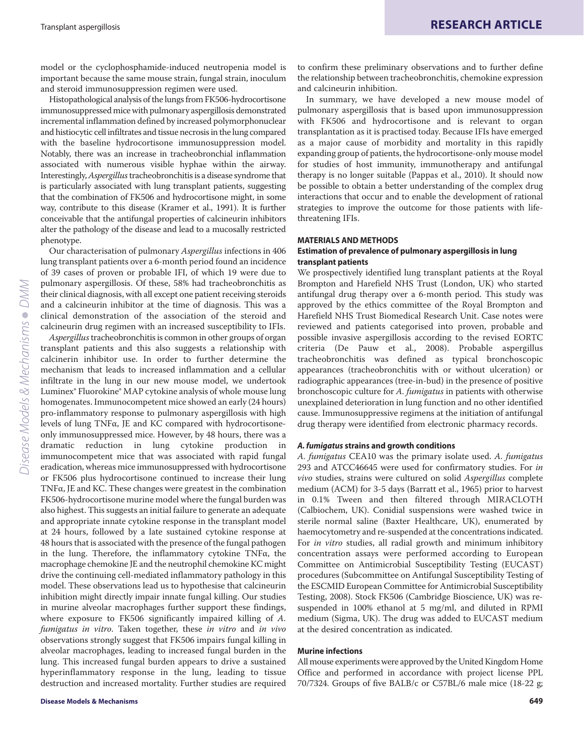model or the cyclophosphamide-induced neutropenia model is important because the same mouse strain, fungal strain, inoculum and steroid immunosuppression regimen were used.

Histopathological analysis of the lungs from FK506-hydrocortisone immunosuppressed mice with pulmonary aspergillosis demonstrated incremental inflammation defined by increased polymorphonuclear and histiocytic cell infiltrates and tissue necrosis in the lung compared with the baseline hydrocortisone immunosuppression model. Notably, there was an increase in tracheobronchial inflammation associated with numerous visible hyphae within the airway. Interestingly, *Aspergillus* tracheobronchitis is a disease syndrome that is particularly associated with lung transplant patients, suggesting that the combination of FK506 and hydrocortisone might, in some way, contribute to this disease (Kramer et al., 1991). It is further conceivable that the antifungal properties of calcineurin inhibitors alter the pathology of the disease and lead to a mucosally restricted phenotype.

Our characterisation of pulmonary *Aspergillus* infections in 406 lung transplant patients over a 6-month period found an incidence of 39 cases of proven or probable IFI, of which 19 were due to pulmonary aspergillosis. Of these, 58% had tracheobronchitis as their clinical diagnosis, with all except one patient receiving steroids and a calcineurin inhibitor at the time of diagnosis. This was a clinical demonstration of the association of the steroid and calcineurin drug regimen with an increased susceptibility to IFIs.

*Aspergillus* tracheobronchitis is common in other groups of organ transplant patients and this also suggests a relationship with calcinerin inhibitor use. In order to further determine the mechanism that leads to increased inflammation and a cellular infiltrate in the lung in our new mouse model, we undertook Luminex® Fluorokine® MAP cytokine analysis of whole mouse lung homogenates. Immunocompetent mice showed an early (24 hours) pro-inflammatory response to pulmonary aspergillosis with high levels of lung TNFα, JE and KC compared with hydrocortisone-only immunosuppressed mice. However, by 48 hours, there was a dramatic reduction in lung cytokine production in immunocompetent mice that was associated with rapid fungal eradication, whereas mice immunosuppressed with hydrocortisone or FK506 plus hydrocortisone continued to increase their lung TNFα, JE and KC. These changes were greatest in the combination FK506-hydrocortisone murine model where the fungal burden was also highest. This suggests an initial failure to generate an adequate and appropriate innate cytokine response in the transplant model at 24 hours, followed by a late sustained cytokine response at 48 hours that is associated with the presence of the fungal pathogen in the lung. Therefore, the inflammatory cytokine TNFα, the macrophage chemokine JE and the neutrophil chemokine KC might drive the continuing cell-mediated inflammatory pathology in this model. These observations lead us to hypothesise that calcineurin inhibition might directly impair innate fungal killing. Our studies in murine alveolar macrophages further support these findings, where exposure to FK506 significantly impaired killing of *A. fumigatus in vitro*. Taken together, these *in vitro* and *in vivo* observations strongly suggest that FK506 impairs fungal killing in alveolar macrophages, leading to increased fungal burden in the lung. This increased fungal burden appears to drive a sustained hyperinflammatory response in the lung, leading to tissue destruction and increased mortality. Further studies are required to confirm these preliminary observations and to further define the relationship between tracheobronchitis, chemokine expression and calcineurin inhibition.

In summary, we have developed a new mouse model of pulmonary aspergillosis that is based upon immunosuppression with FK506 and hydrocortisone and is relevant to organ transplantation as it is practised today. Because IFIs have emerged as a major cause of morbidity and mortality in this rapidly expanding group of patients, the hydrocortisone-only mouse model for studies of host immunity, immunotherapy and antifungal therapy is no longer suitable (Pappas et al., 2010). It should now be possible to obtain a better understanding of the complex drug interactions that occur and to enable the development of rational strategies to improve the outcome for those patients with life-threatening IFIs.

## MATERIALS AND METHODS

### Estimation of prevalence of pulmonary aspergillosis in lung transplant patients

We prospectively identified lung transplant patients at the Royal Brompton and Harefield NHS Trust (London, UK) who started antifungal drug therapy over a 6-month period. This study was approved by the ethics committee of the Royal Brompton and Harefield NHS Trust Biomedical Research Unit. Case notes were reviewed and patients categorised into proven, probable and possible invasive aspergillosis according to the revised EORTC criteria (De Pauw et al., 2008). Probable aspergillus tracheobronchitis was defined as typical bronchoscopic appearances (tracheobronchitis with or without ulceration) or radiographic appearances (tree-in-bud) in the presence of positive bronchoscopic culture for *A. fumigatus* in patients with otherwise unexplained deterioration in lung function and no other identified cause. Immunosuppressive regimens at the initiation of antifungal drug therapy were identified from electronic pharmacy records.

### *A. fumigatus* strains and growth conditions

*A. fumigatus* CEA10 was the primary isolate used. *A. fumigatus* 293 and ATCC46645 were used for confirmatory studies. For *in vivo* studies, strains were cultured on solid *Aspergillus* complete medium (ACM) for 3-5 days (Barratt et al., 1965) prior to harvest in 0.1% Tween and then filtered through MIRACLOTH (Calbiochem, UK). Conidial suspensions were washed twice in sterile normal saline (Baxter Healthcare, UK), enumerated by haemocytometry and re-suspended at the concentrations indicated. For *in vitro* studies, all radial growth and minimum inhibitory concentration assays were performed according to European Committee on Antimicrobial Susceptibility Testing (EUCAST) procedures (Subcommittee on Antifungal Susceptibility Testing of the ESCMID European Committee for Antimicrobial Susceptibility Testing, 2008). Stock FK506 (Cambridge Bioscience, UK) was re-suspended in 100% ethanol at 5 mg/ml, and diluted in RPMI medium (Sigma, UK). The drug was added to EUCAST medium at the desired concentration as indicated.

### Murine infections

All mouse experiments were approved by the United Kingdom Home Office and performed in accordance with project license PPL 70/7324. Groups of five BALB/c or C57BL/6 male mice (18-22 g;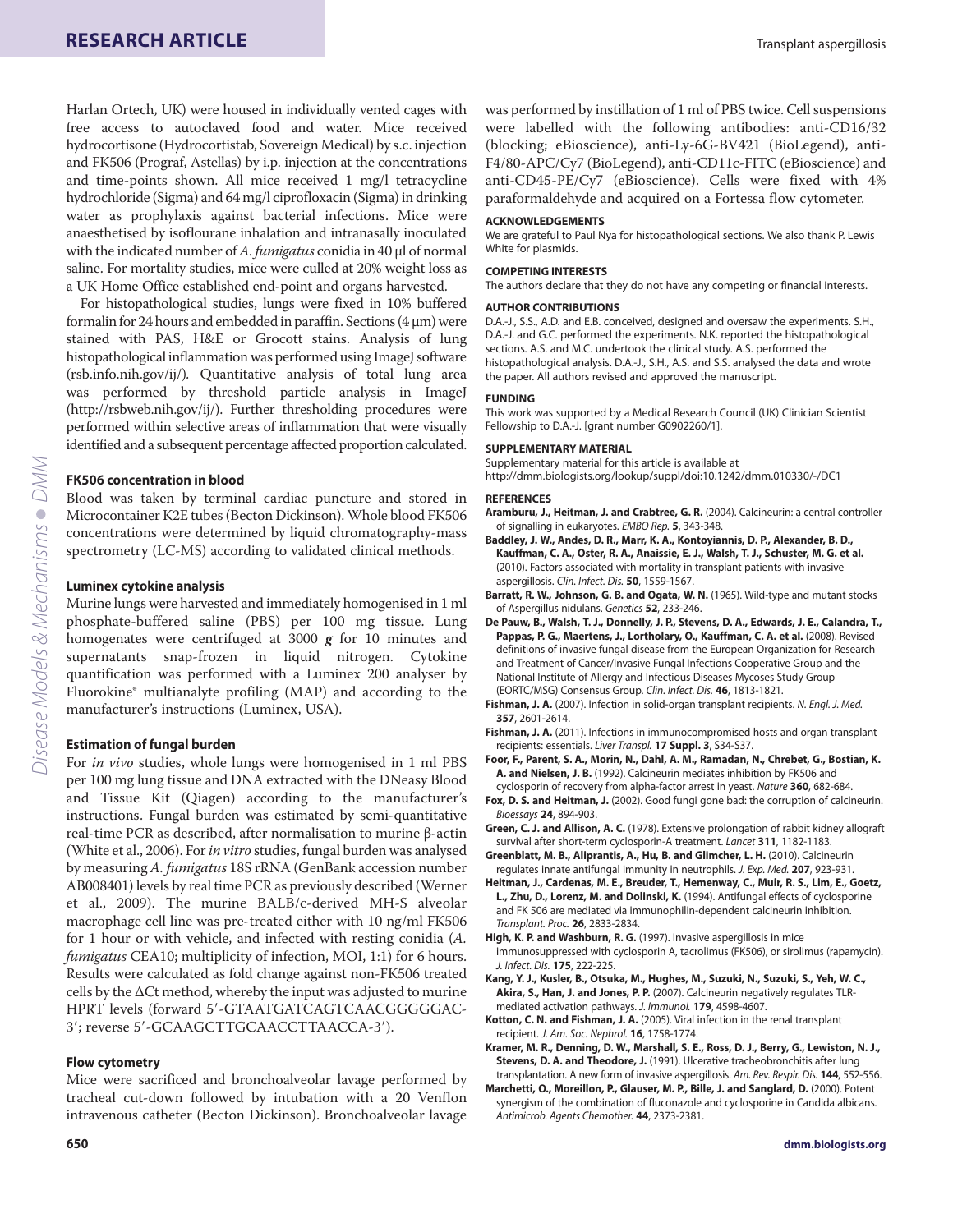Harlan Ortech, UK) were housed in individually vented cages with free access to autoclaved food and water. Mice received hydrocortisone (Hydrocortistab, Sovereign Medical) by s.c. injection and FK506 (Prograf, Astellas) by i.p. injection at the concentrations and time-points shown. All mice received 1 mg/l tetracycline hydrochloride (Sigma) and 64 mg/l ciprofloxacin (Sigma) in drinking water as prophylaxis against bacterial infections. Mice were anaesthetised by isoflourane inhalation and intranasally inoculated with the indicated number of *A. fumigatus* conidia in 40 μl of normal saline. For mortality studies, mice were culled at 20% weight loss as a UK Home Office established end-point and organs harvested.

For histopathological studies, lungs were fixed in 10% buffered formalin for 24 hours and embedded in paraffin. Sections (4 μm) were stained with PAS, H&E or Grocott stains. Analysis of lung histopathological inflammation was performed using ImageJ software (rsb.info.nih.gov/ij/). Quantitative analysis of total lung area was performed by threshold particle analysis in ImageJ (http://rsbweb.nih.gov/ij/). Further thresholding procedures were performed within selective areas of inflammation that were visually identified and a subsequent percentage affected proportion calculated.

### FK506 concentration in blood

Blood was taken by terminal cardiac puncture and stored in Microcontainer K2E tubes (Becton Dickinson). Whole blood FK506 concentrations were determined by liquid chromatography-mass spectrometry (LC-MS) according to validated clinical methods.

### Luminex cytokine analysis

Murine lungs were harvested and immediately homogenised in 1 ml phosphate-buffered saline (PBS) per 100 mg tissue. Lung homogenates were centrifuged at 3000 ***g*** for 10 minutes and supernatants snap-frozen in liquid nitrogen. Cytokine quantification was performed with a Luminex 200 analyser by Fluorokine® multianalyte profiling (MAP) and according to the manufacturer's instructions (Luminex, USA).

### Estimation of fungal burden

For *in vivo* studies, whole lungs were homogenised in 1 ml PBS per 100 mg lung tissue and DNA extracted with the DNeasy Blood and Tissue Kit (Qiagen) according to the manufacturer's instructions. Fungal burden was estimated by semi-quantitative real-time PCR as described, after normalisation to murine β-actin (White et al., 2006). For *in vitro* studies, fungal burden was analysed by measuring *A. fumigatus* 18S rRNA (GenBank accession number AB008401) levels by real time PCR as previously described (Werner et al., 2009). The murine BALB/c-derived MH-S alveolar macrophage cell line was pre-treated either with 10 ng/ml FK506 for 1 hour or with vehicle, and infected with resting conidia (*A. fumigatus* CEA10; multiplicity of infection, MOI, 1:1) for 6 hours. Results were calculated as fold change against non-FK506 treated cells by the ΔCt method, whereby the input was adjusted to murine HPRT levels (forward 5′-GTAATGATCAGTCAACGGGGGAC-3′; reverse 5′-GCAAGCTTGCAACCTTAACCA-3′).

### Flow cytometry

Mice were sacrificed and bronchoalveolar lavage performed by tracheal cut-down followed by intubation with a 20 Venflon intravenous catheter (Becton Dickinson). Bronchoalveolar lavage was performed by instillation of 1 ml of PBS twice. Cell suspensions were labelled with the following antibodies: anti-CD16/32 (blocking; eBioscience), anti-Ly-6G-BV421 (BioLegend), anti-F4/80-APC/Cy7 (BioLegend), anti-CD11c-FITC (eBioscience) and anti-CD45-PE/Cy7 (eBioscience). Cells were fixed with 4% paraformaldehyde and acquired on a Fortessa flow cytometer.

#### ACKNOWLEDGEMENTS

We are grateful to Paul Nya for histopathological sections. We also thank P. Lewis White for plasmids.

#### COMPETING INTERESTS

The authors declare that they do not have any competing or financial interests.

#### AUTHOR CONTRIBUTIONS

D.A.-J., S.S., A.D. and E.B. conceived, designed and oversaw the experiments. S.H., D.A.-J. and G.C. performed the experiments. N.K. reported the histopathological sections. A.S. and M.C. undertook the clinical study. A.S. performed the histopathological analysis. D.A.-J., S.H., A.S. and S.S. analysed the data and wrote the paper. All authors revised and approved the manuscript.

#### FUNDING

This work was supported by a Medical Research Council (UK) Clinician Scientist Fellowship to D.A.-J. [grant number G0902260/1].

#### SUPPLEMENTARY MATERIAL

Supplementary material for this article is available at http://dmm.biologists.org/lookup/suppl/doi:10.1242/dmm.010330/-/DC1

#### REFERENCES

**Aramburu, J., Heitman, J. and Crabtree, G. R.** (2004). Calcineurin: a central controller of signalling in eukaryotes. *EMBO Rep.* **5**, 343-348.

**Baddley, J. W., Andes, D. R., Marr, K. A., Kontoyiannis, D. P., Alexander, B. D., Kauffman, C. A., Oster, R. A., Anaissie, E. J., Walsh, T. J., Schuster, M. G. et al.** (2010). Factors associated with mortality in transplant patients with invasive aspergillosis. *Clin. Infect. Dis.* **50**, 1559-1567.

**Barratt, R. W., Johnson, G. B. and Ogata, W. N.** (1965). Wild-type and mutant stocks of Aspergillus nidulans. *Genetics* **52**, 233-246.

**De Pauw, B., Walsh, T. J., Donnelly, J. P., Stevens, D. A., Edwards, J. E., Calandra, T., Pappas, P. G., Maertens, J., Lortholary, O., Kauffman, C. A. et al.** (2008). Revised definitions of invasive fungal disease from the European Organization for Research and Treatment of Cancer/Invasive Fungal Infections Cooperative Group and the National Institute of Allergy and Infectious Diseases Mycoses Study Group (EORTC/MSG) Consensus Group. *Clin. Infect. Dis.* **46**, 1813-1821.

**Fishman, J. A.** (2007). Infection in solid-organ transplant recipients. *N. Engl. J. Med.* **357**, 2601-2614.

**Fishman, J. A.** (2011). Infections in immunocompromised hosts and organ transplant recipients: essentials. *Liver Transpl.* **17 Suppl. 3**, S34-S37.

**Foor, F., Parent, S. A., Morin, N., Dahl, A. M., Ramadan, N., Chrebet, G., Bostian, K. A. and Nielsen, J. B.** (1992). Calcineurin mediates inhibition by FK506 and cyclosporin of recovery from alpha-factor arrest in yeast. *Nature* **360**, 682-684.

**Fox, D. S. and Heitman, J.** (2002). Good fungi gone bad: the corruption of calcineurin. *Bioessays* **24**, 894-903.

**Green, C. J. and Allison, A. C.** (1978). Extensive prolongation of rabbit kidney allograft survival after short-term cyclosporin-A treatment. *Lancet* **311**, 1182-1183.

**Greenblatt, M. B., Aliprantis, A., Hu, B. and Glimcher, L. H.** (2010). Calcineurin regulates innate antifungal immunity in neutrophils. *J. Exp. Med.* **207**, 923-931.

**Heitman, J., Cardenas, M. E., Breuder, T., Hemenway, C., Muir, R. S., Lim, E., Goetz, L., Zhu, D., Lorenz, M. and Dolinski, K.** (1994). Antifungal effects of cyclosporine and FK 506 are mediated via immunophilin-dependent calcineurin inhibition. *Transplant. Proc.* **26**, 2833-2834.

**High, K. P. and Washburn, R. G.** (1997). Invasive aspergillosis in mice immunosuppressed with cyclosporin A, tacrolimus (FK506), or sirolimus (rapamycin). *J. Infect. Dis.* **175**, 222-225.

**Kang, Y. J., Kusler, B., Otsuka, M., Hughes, M., Suzuki, N., Suzuki, S., Yeh, W. C., Akira, S., Han, J. and Jones, P. P.** (2007). Calcineurin negatively regulates TLR-mediated activation pathways. *J. Immunol.* **179**, 4598-4607.

**Kotton, C. N. and Fishman, J. A.** (2005). Viral infection in the renal transplant recipient. *J. Am. Soc. Nephrol.* **16**, 1758-1774.

**Kramer, M. R., Denning, D. W., Marshall, S. E., Ross, D. J., Berry, G., Lewiston, N. J., Stevens, D. A. and Theodore, J.** (1991). Ulcerative tracheobronchitis after lung transplantation. A new form of invasive aspergillosis. *Am. Rev. Respir. Dis.* **144**, 552-556.

**Marchetti, O., Moreillon, P., Glauser, M. P., Bille, J. and Sanglard, D.** (2000). Potent synergism of the combination of fluconazole and cyclosporine in Candida albicans. *Antimicrob. Agents Chemother.* **44**, 2373-2381.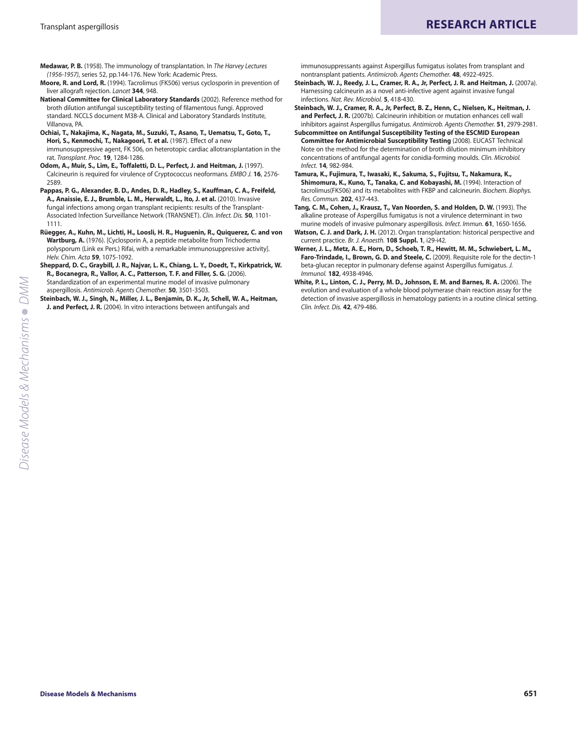**Medawar, P. B.** (1958). The immunology of transplantation. In *The Harvey Lectures (1956-1957)*, series 52, pp.144-176. New York: Academic Press.

**Moore, R. and Lord, R.** (1994). Tacrolimus (FK506) versus cyclosporin in prevention of liver allograft rejection. *Lancet* **344**, 948.

**National Committee for Clinical Laboratory Standards** (2002). Reference method for broth dilution antifungal susceptibility testing of filamentous fungi. Approved standard. NCCLS document M38-A. Clinical and Laboratory Standards Institute, Villanova, PA.

**Ochiai, T., Nakajima, K., Nagata, M., Suzuki, T., Asano, T., Uematsu, T., Goto, T., Hori, S., Kenmochi, T., Nakagoori, T. et al.** (1987). Effect of a new immunosuppressive agent, FK 506, on heterotopic cardiac allotransplantation in the rat. *Transplant. Proc.* **19**, 1284-1286.

**Odom, A., Muir, S., Lim, E., Toffaletti, D. L., Perfect, J. and Heitman, J.** (1997). Calcineurin is required for virulence of Cryptococcus neoformans. *EMBO J.* **16**, 2576-2589.

**Pappas, P. G., Alexander, B. D., Andes, D. R., Hadley, S., Kauffman, C. A., Freifeld, A., Anaissie, E. J., Brumble, L. M., Herwaldt, L., Ito, J. et al.** (2010). Invasive fungal infections among organ transplant recipients: results of the Transplant-Associated Infection Surveillance Network (TRANSNET). *Clin. Infect. Dis.* **50**, 1101-1111.

**Rüegger, A., Kuhn, M., Lichti, H., Loosli, H. R., Huguenin, R., Quiquerez, C. and von Wartburg, A.** (1976). [Cyclosporin A, a peptide metabolite from Trichoderma polysporum (Link ex Pers.) Rifai, with a remarkable immunosuppressive activity]. *Helv. Chim. Acta* **59**, 1075-1092.

**Sheppard, D. C., Graybill, J. R., Najvar, L. K., Chiang, L. Y., Doedt, T., Kirkpatrick, W. R., Bocanegra, R., Vallor, A. C., Patterson, T. F. and Filler, S. G.** (2006). Standardization of an experimental murine model of invasive pulmonary aspergillosis. *Antimicrob. Agents Chemother.* **50**, 3501-3503.

**Steinbach, W. J., Singh, N., Miller, J. L., Benjamin, D. K., Jr, Schell, W. A., Heitman, J. and Perfect, J. R.** (2004). In vitro interactions between antifungals and immunosuppressants against Aspergillus fumigatus isolates from transplant and nontransplant patients. *Antimicrob. Agents Chemother.* **48**, 4922-4925.

**Steinbach, W. J., Reedy, J. L., Cramer, R. A., Jr, Perfect, J. R. and Heitman, J.** (2007a). Harnessing calcineurin as a novel anti-infective agent against invasive fungal infections. *Nat. Rev. Microbiol.* **5**, 418-430.

**Steinbach, W. J., Cramer, R. A., Jr, Perfect, B. Z., Henn, C., Nielsen, K., Heitman, J. and Perfect, J. R.** (2007b). Calcineurin inhibition or mutation enhances cell wall inhibitors against Aspergillus fumigatus. *Antimicrob. Agents Chemother.* **51**, 2979-2981.

**Subcommittee on Antifungal Susceptibility Testing of the ESCMID European Committee for Antimicrobial Susceptibility Testing** (2008). EUCAST Technical Note on the method for the determination of broth dilution minimum inhibitory concentrations of antifungal agents for conidia-forming moulds. *Clin. Microbiol. Infect.* **14**, 982-984.

**Tamura, K., Fujimura, T., Iwasaki, K., Sakuma, S., Fujitsu, T., Nakamura, K., Shimomura, K., Kuno, T., Tanaka, C. and Kobayashi, M.** (1994). Interaction of tacrolimus(FK506) and its metabolites with FKBP and calcineurin. *Biochem. Biophys. Res. Commun.* **202**, 437-443.

**Tang, C. M., Cohen, J., Krausz, T., Van Noorden, S. and Holden, D. W.** (1993). The alkaline protease of Aspergillus fumigatus is not a virulence determinant in two murine models of invasive pulmonary aspergillosis. *Infect. Immun.* **61**, 1650-1656.

**Watson, C. J. and Dark, J. H.** (2012). Organ transplantation: historical perspective and current practice. *Br. J. Anaesth.* **108 Suppl. 1**, i29-i42.

**Werner, J. L., Metz, A. E., Horn, D., Schoeb, T. R., Hewitt, M. M., Schwiebert, L. M., Faro-Trindade, I., Brown, G. D. and Steele, C.** (2009). Requisite role for the dectin-1 beta-glucan receptor in pulmonary defense against Aspergillus fumigatus. *J. Immunol.* **182**, 4938-4946.

**White, P. L., Linton, C. J., Perry, M. D., Johnson, E. M. and Barnes, R. A.** (2006). The evolution and evaluation of a whole blood polymerase chain reaction assay for the detection of invasive aspergillosis in hematology patients in a routine clinical setting. *Clin. Infect. Dis.* **42**, 479-486.